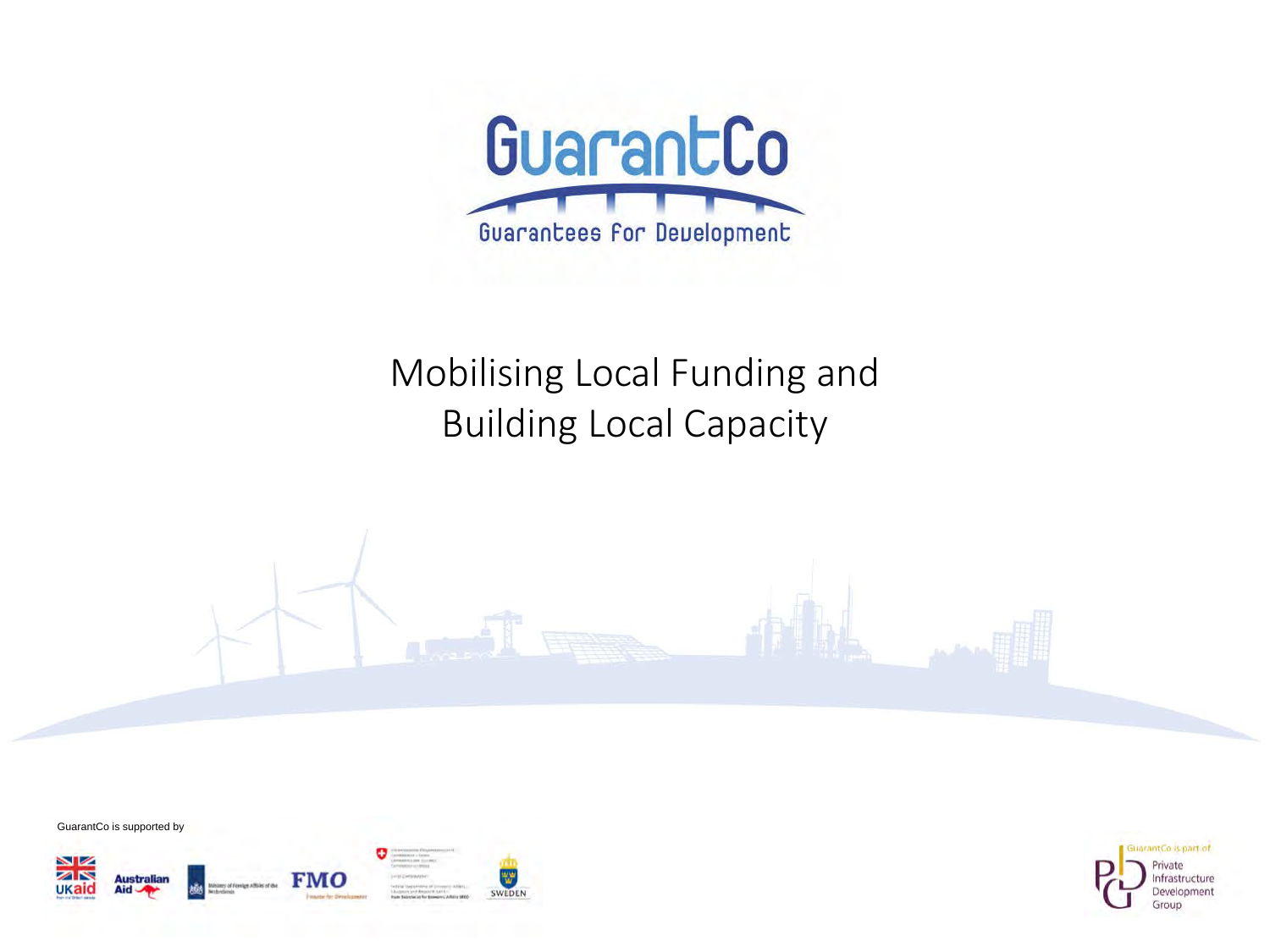# GuarantCo

Guarantees for Development

## Mobilising Local Funding and Building Local Capacity

GuarantCo is supported by

UKaid

Australian Aid

Ministry of Foreign Affairs of the Netherlands

FMO

SWEDEN

GuarantCo is part of

Private Infrastructure Development Group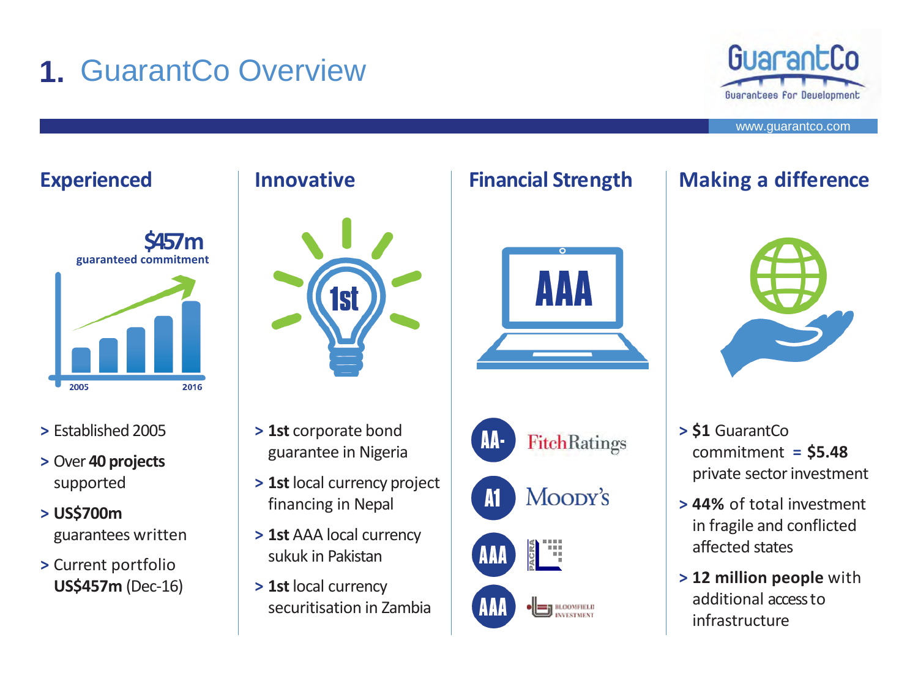# 1. GuarantCo Overview

GuarantCo
Guarantees For Development

www.guarantco.com

## Experienced

$457m
guaranteed commitment

2005 2016

- > Established 2005
- > Over **40 projects** supported
- > **US$700m** guarantees written
- > Current portfolio **US$457m** (Dec-16)

## Innovative

1st

- > **1st** corporate bond guarantee in Nigeria
- > **1st** local currency project financing in Nepal
- > **1st** AAA local currency sukuk in Pakistan
- > **1st** local currency securitisation in Zambia

## Financial Strength

AAA

- AA- FitchRatings
- A1 Moody's
- AAA PACRA
- AAA Bloomfield Investment

## Making a difference

- > **$1** GuarantCo commitment = **$5.48** private sector investment
- > **44%** of total investment in fragile and conflicted affected states
- > **12 million people** with additional access to infrastructure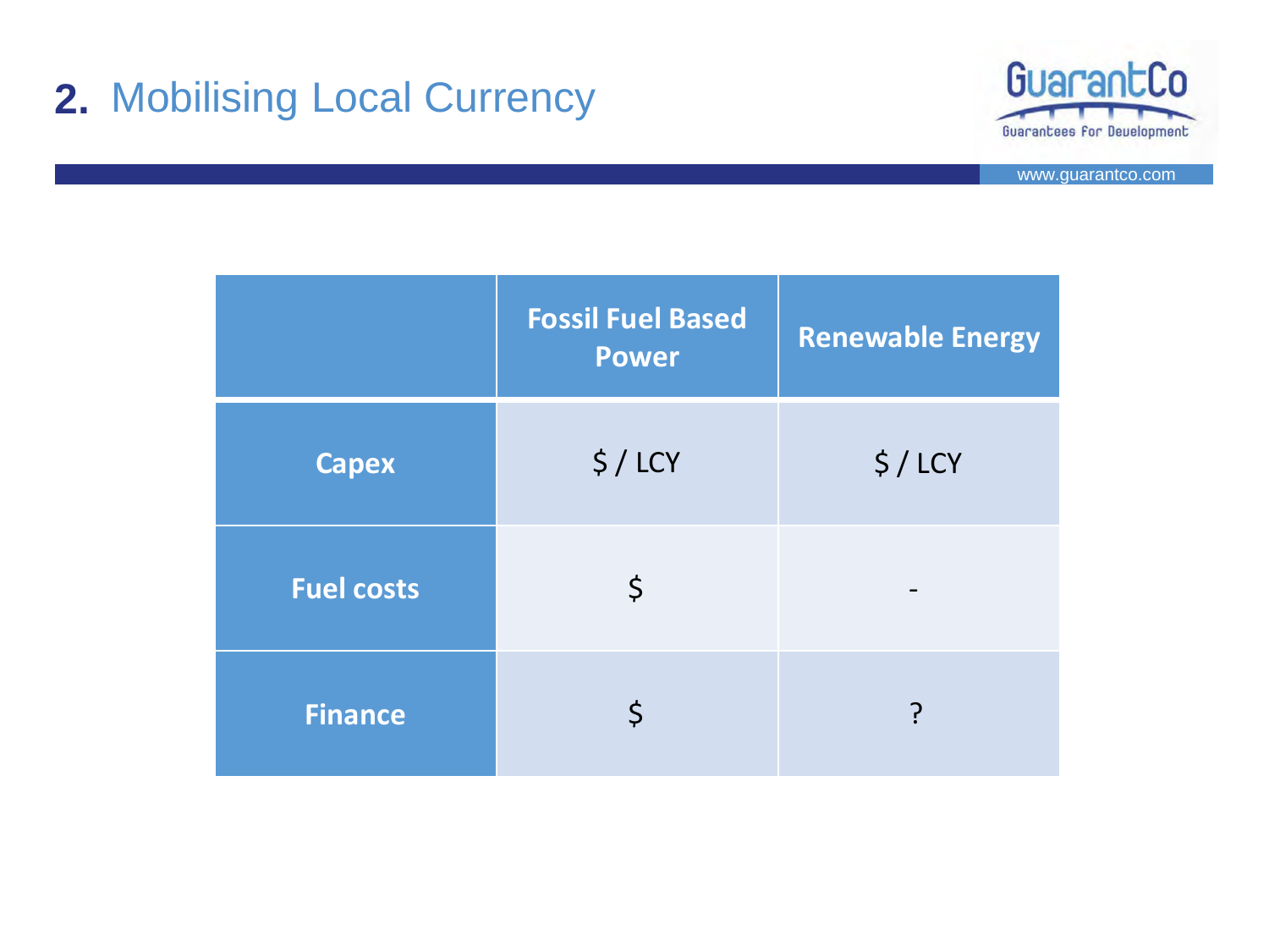# 2. Mobilising Local Currency

| | Fossil Fuel Based Power | Renewable Energy |
|---|---|---|
| **Capex** | $ / LCY | $ / LCY |
| **Fuel costs** | $ | - |
| **Finance** | $ | ? |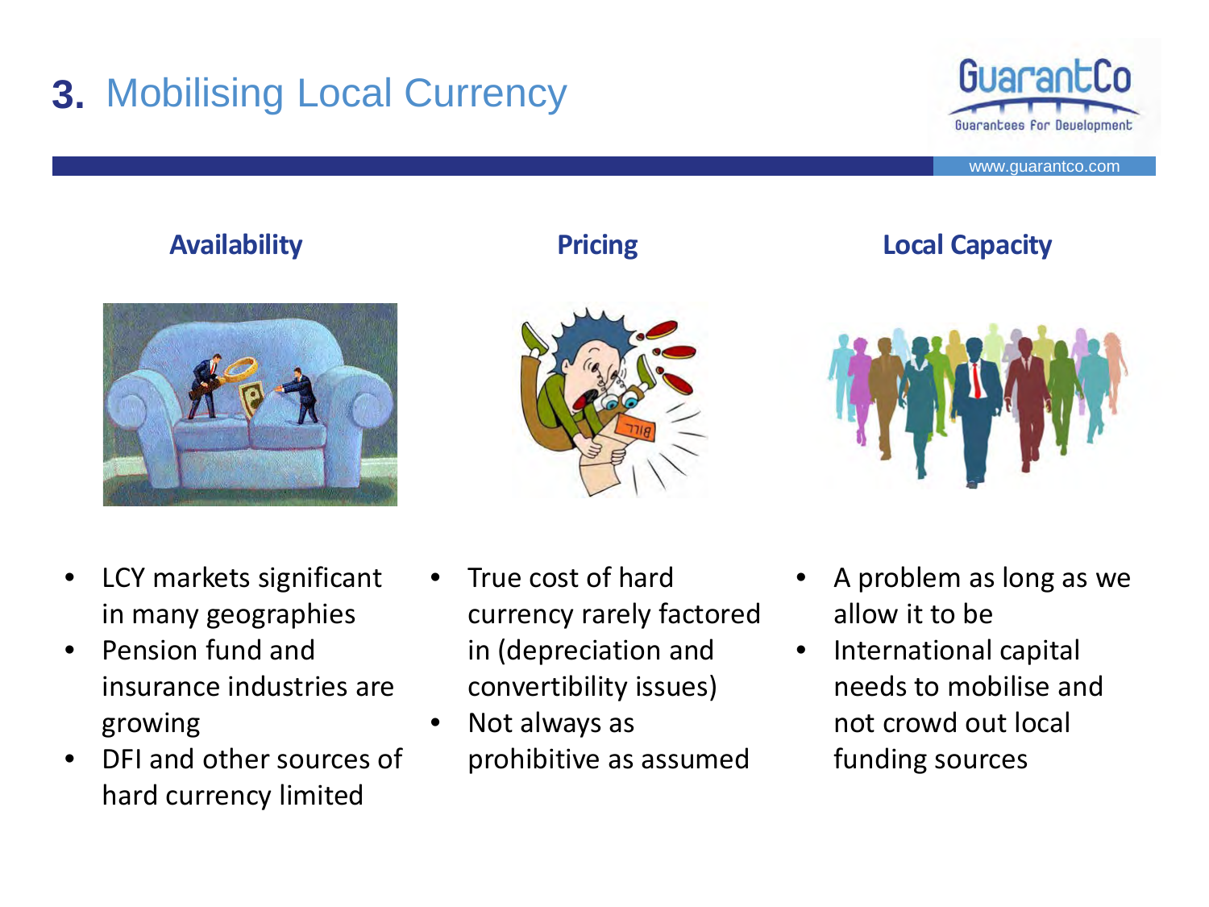# 3. Mobilising Local Currency

### Availability

- LCY markets significant in many geographies
- Pension fund and insurance industries are growing
- DFI and other sources of hard currency limited

### Pricing

- True cost of hard currency rarely factored in (depreciation and convertibility issues)
- Not always as prohibitive as assumed

### Local Capacity

- A problem as long as we allow it to be
- International capital needs to mobilise and not crowd out local funding sources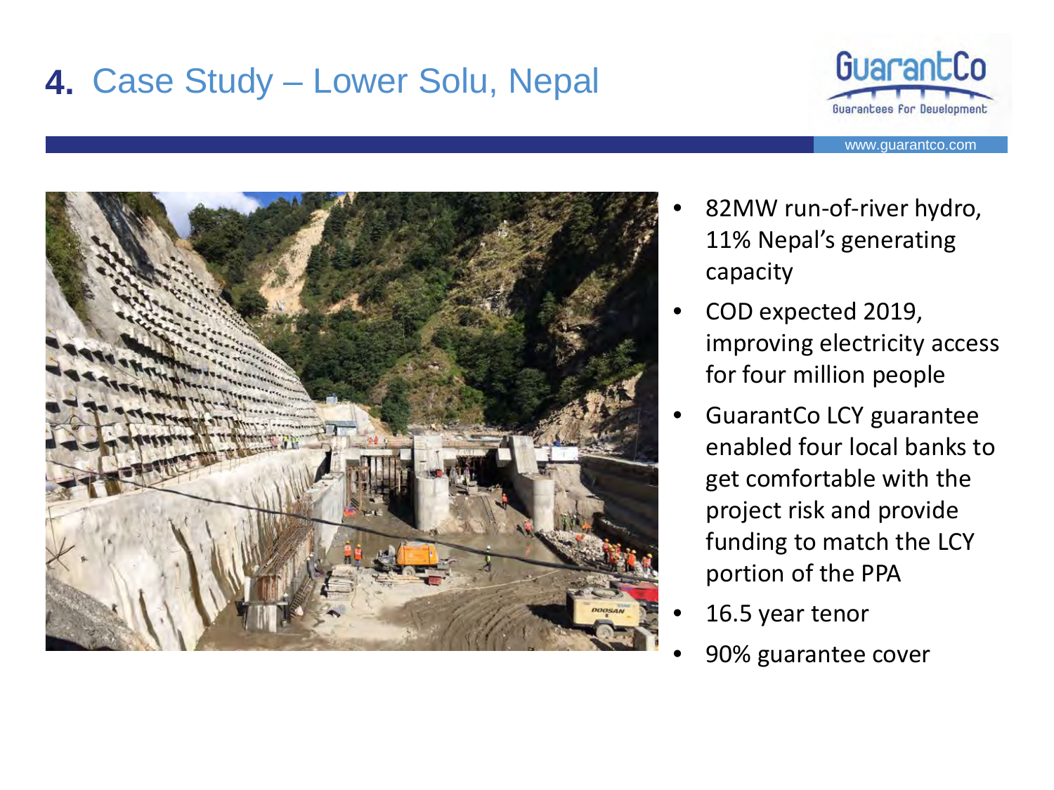# 4. Case Study – Lower Solu, Nepal

- 82MW run-of-river hydro, 11% Nepal's generating capacity
- COD expected 2019, improving electricity access for four million people
- GuarantCo LCY guarantee enabled four local banks to get comfortable with the project risk and provide funding to match the LCY portion of the PPA
- 16.5 year tenor
- 90% guarantee cover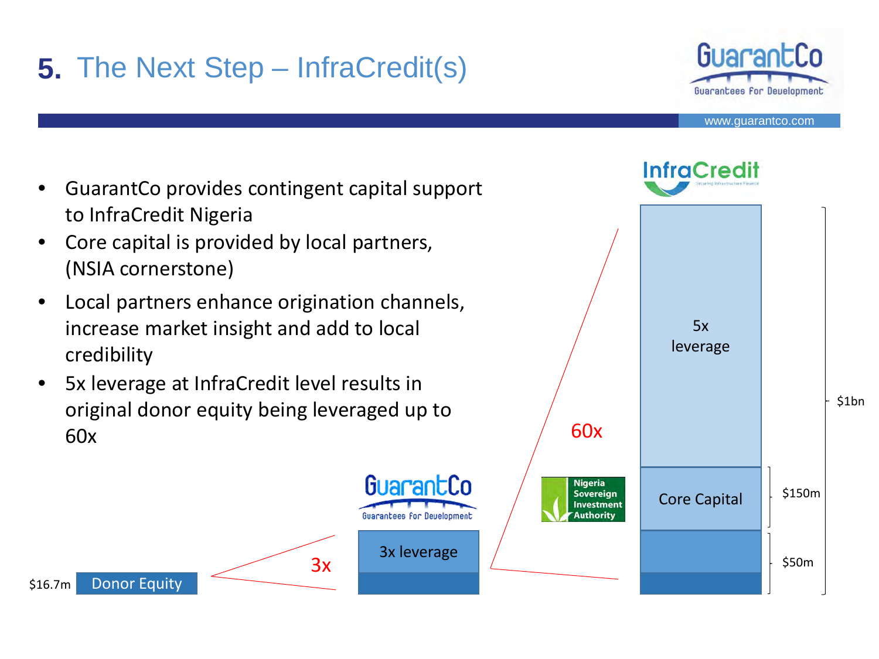# 5. The Next Step – InfraCredit(s)

- GuarantCo provides contingent capital support to InfraCredit Nigeria
- Core capital is provided by local partners, (NSIA cornerstone)
- Local partners enhance origination channels, increase market insight and add to local credibility
- 5x leverage at InfraCredit level results in original donor equity being leveraged up to 60x

$16.7m Donor Equity

3x

GuarantCo — 3x leverage

60x

Nigeria Sovereign Investment Authority

InfraCredit — 5x leverage

Core Capital — $150m

$50m

$1bn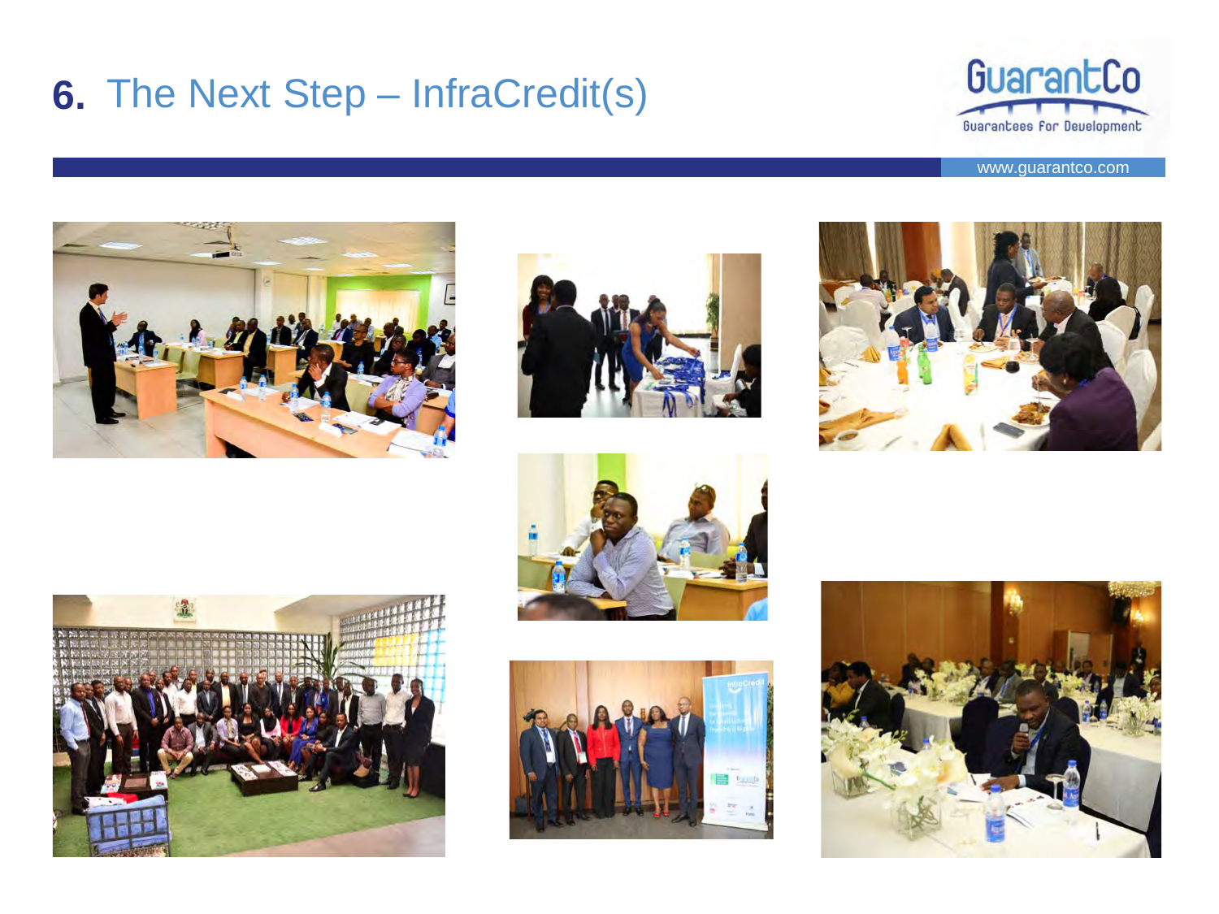# 6. The Next Step – InfraCredit(s)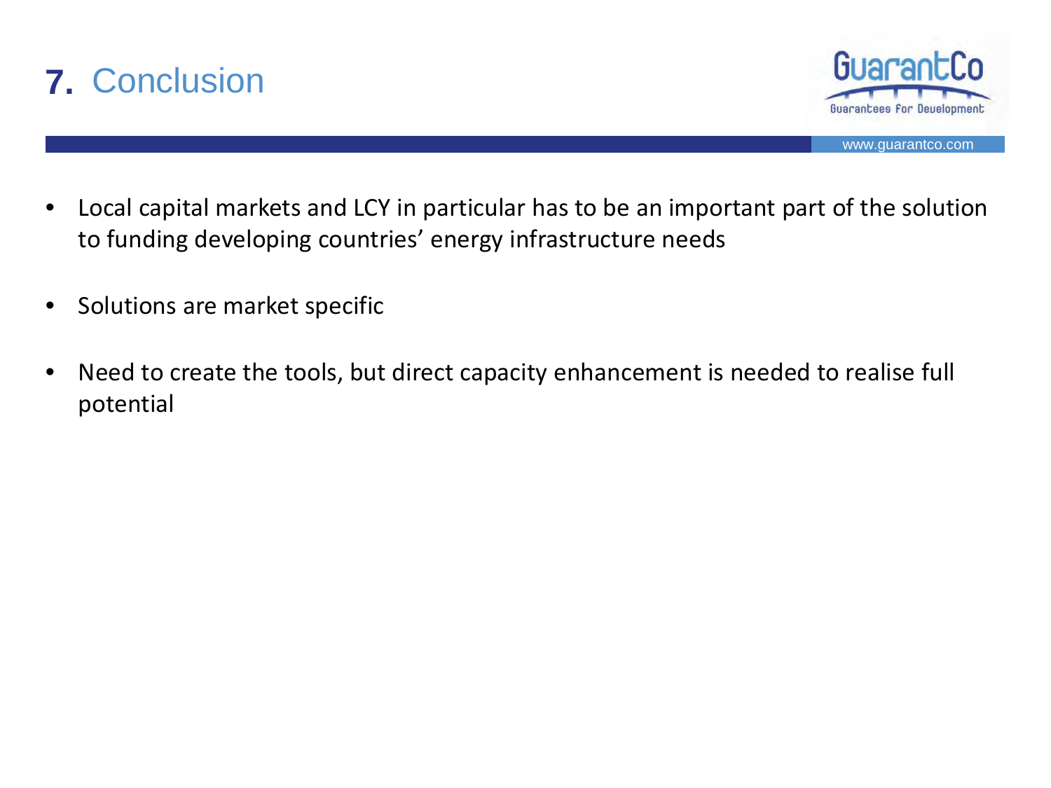# 7. Conclusion

- Local capital markets and LCY in particular has to be an important part of the solution to funding developing countries' energy infrastructure needs

- Solutions are market specific

- Need to create the tools, but direct capacity enhancement is needed to realise full potential